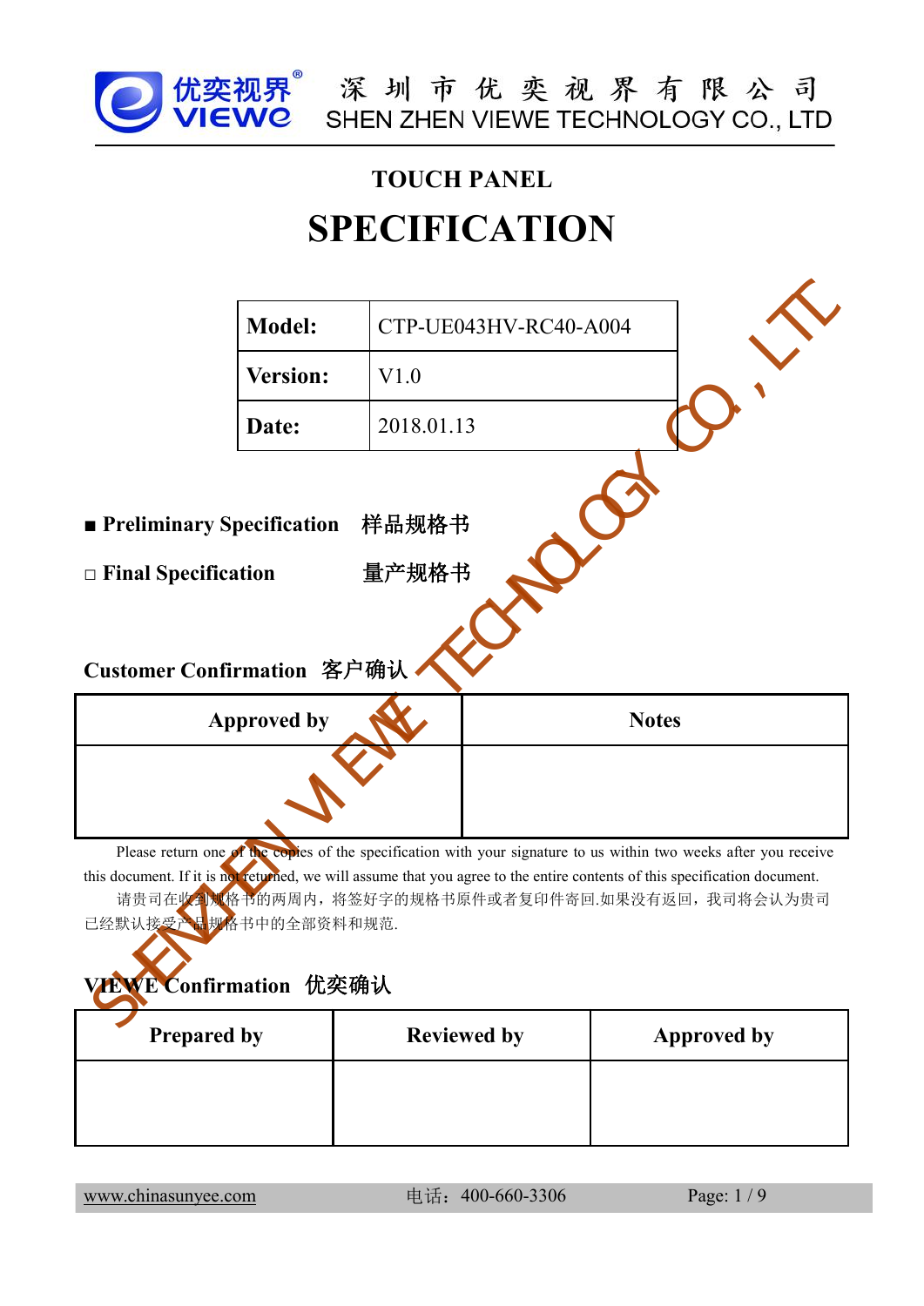优奕视界 VIEWE 深圳市优奕视界有限公司 SHEN ZHEN VIEWE TECHNOLOGY CO., LTD

## TOUCH PANEL

# SPECIFICATION

| Model: | CTP-UE043HV-RC40-A004 |
|---|---|
| Version: | V1.0 |
| Date: | 2018.01.13 |

■ **Preliminary Specification** **样品规格书**

□ **Final Specification** **量产规格书**

### Customer Confirmation 客户确认

| Approved by | Notes |
|---|---|
| | |

Please return one of the copies of the specification with your signature to us within two weeks after you receive this document. If it is not returned, we will assume that you agree to the entire contents of this specification document.

请贵司在收到规格书的两周内，将签好字的规格书原件或者复印件寄回.如果没有返回，我司将会认为贵司已经默认接受产品规格书中的全部资料和规范.

### VIEWE Confirmation 优奕确认

| Prepared by | Reviewed by | Approved by |
|---|---|---|
| | | |

www.chinasunyee.com 电话：400-660-3306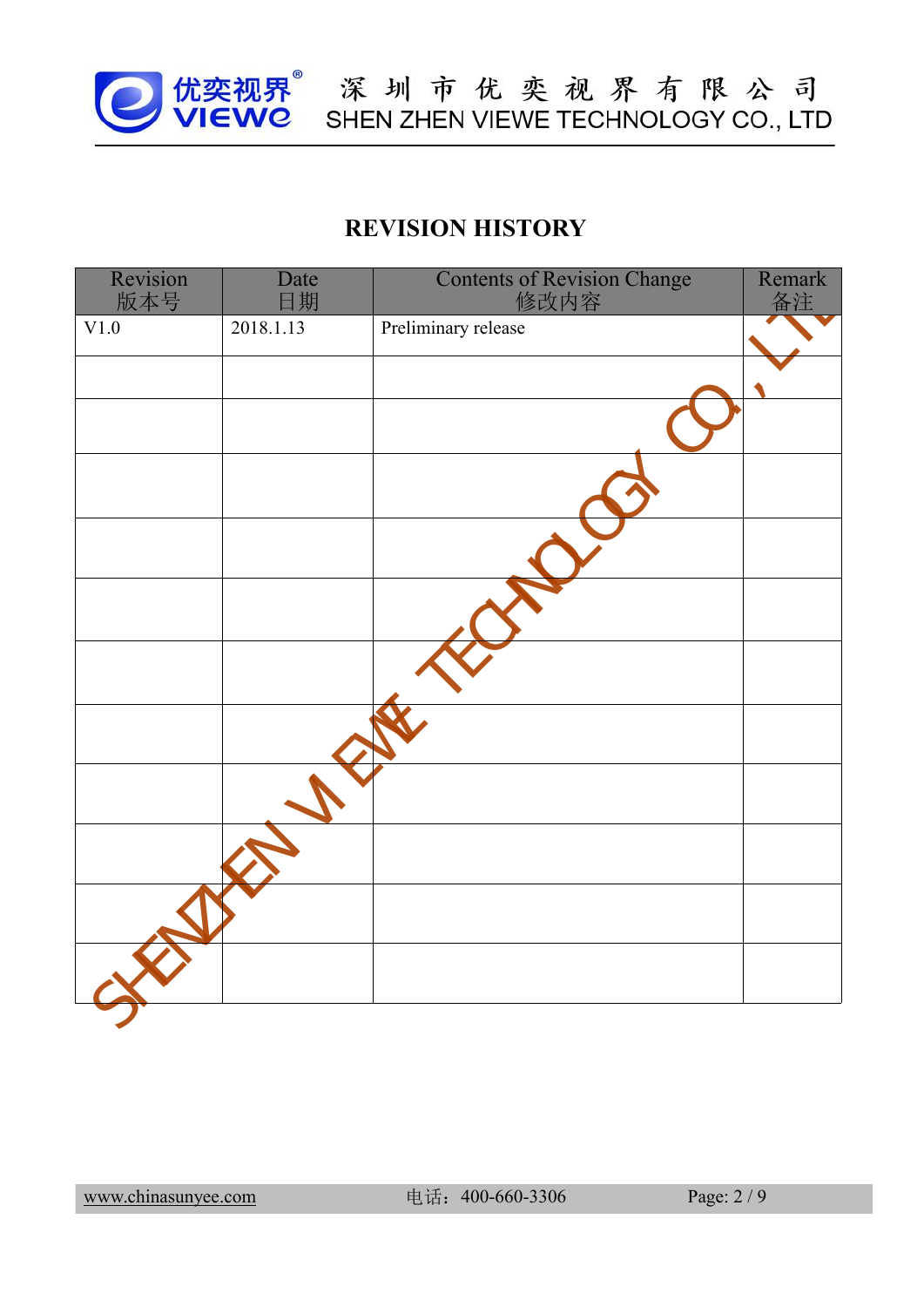## REVISION HISTORY

| Revision 版本号 | Date 日期 | Contents of Revision Change 修改内容 | Remark 备注 |
|---|---|---|---|
| V1.0 | 2018.1.13 | Preliminary release | |
| | | | |
| | | | |
| | | | |
| | | | |
| | | | |
| | | | |
| | | | |
| | | | |
| | | | |
| | | | |
| | | | |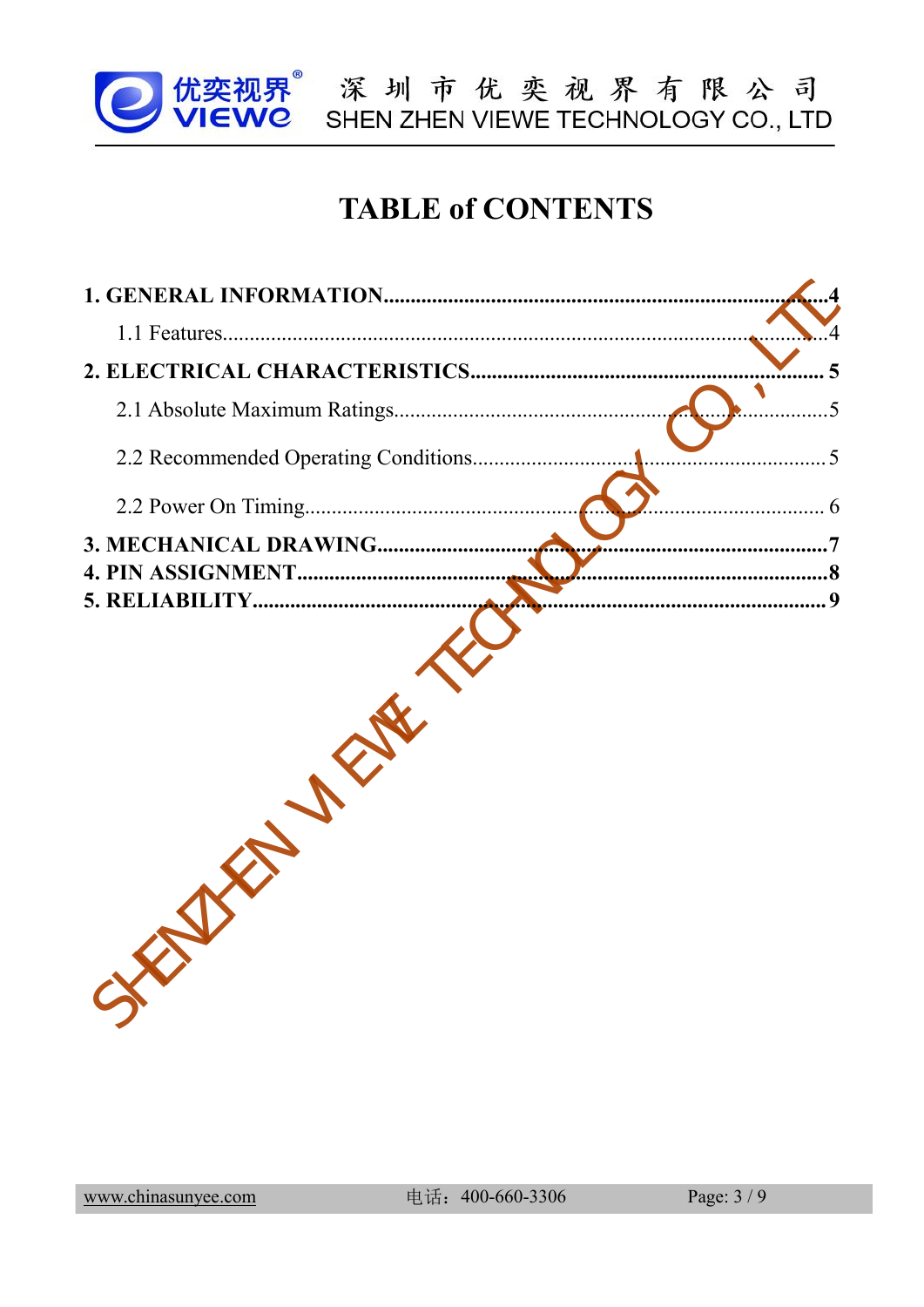# TABLE of CONTENTS

**1. GENERAL INFORMATION..........................................................................4**

1.1 Features..........................................................................................................4

**2. ELECTRICAL CHARACTERISTICS.................................................................5**

2.1 Absolute Maximum Ratings.............................................................................5

2.2 Recommended Operating Conditions.............................................................5

2.2 Power On Timing.............................................................................................6

**3. MECHANICAL DRAWING...............................................................................7**

**4. PIN ASSIGNMENT...........................................................................................8**

**5. RELIABILITY....................................................................................................9**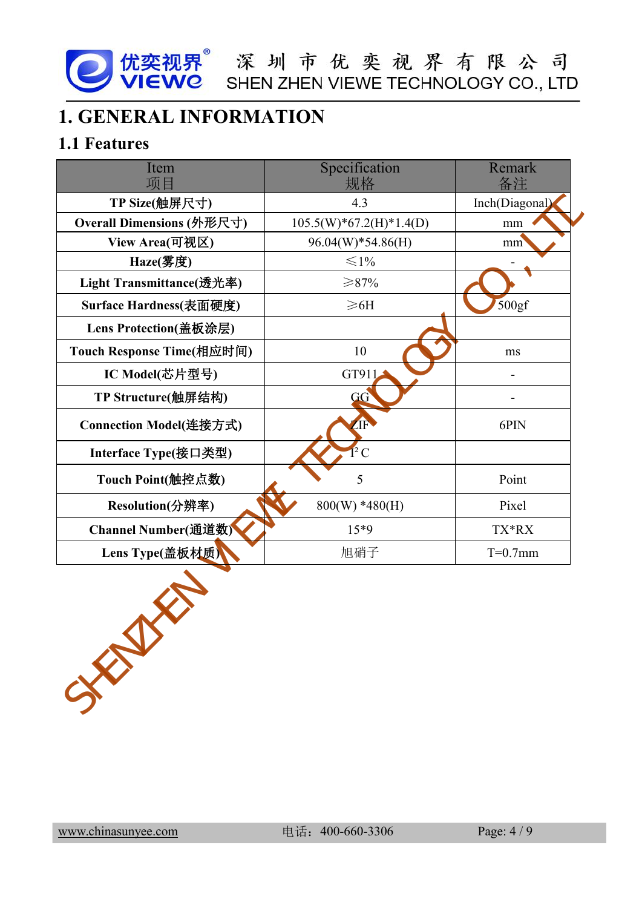# 1. GENERAL INFORMATION

## 1.1 Features

| Item<br>项目 | Specification<br>规格 | Remark<br>备注 |
|---|---|---|
| **TP Size(触屏尺寸)** | 4.3 | Inch(Diagonal) |
| **Overall Dimensions (外形尺寸)** | 105.5(W)*67.2(H)*1.4(D) | mm |
| **View Area(可视区)** | 96.04(W)*54.86(H) | mm |
| **Haze(雾度)** | ≤1% | - |
| **Light Transmittance(透光率)** | ≥87% | |
| **Surface Hardness(表面硬度)** | ≥6H | 500gf |
| **Lens Protection(盖板涂层)** | | |
| **Touch Response Time(相应时间)** | 10 | ms |
| **IC Model(芯片型号)** | GT911 | - |
| **TP Structure(触屏结构)** | GG | - |
| **Connection Model(连接方式)** | ZIF | 6PIN |
| **Interface Type(接口类型)** | $I^2C$ | |
| **Touch Point(触控点数)** | 5 | Point |
| **Resolution(分辨率)** | 800(W) *480(H) | Pixel |
| **Channel Number(通道数)** | 15*9 | TX*RX |
| **Lens Type(盖板材质)** | 旭硝子 | T=0.7mm |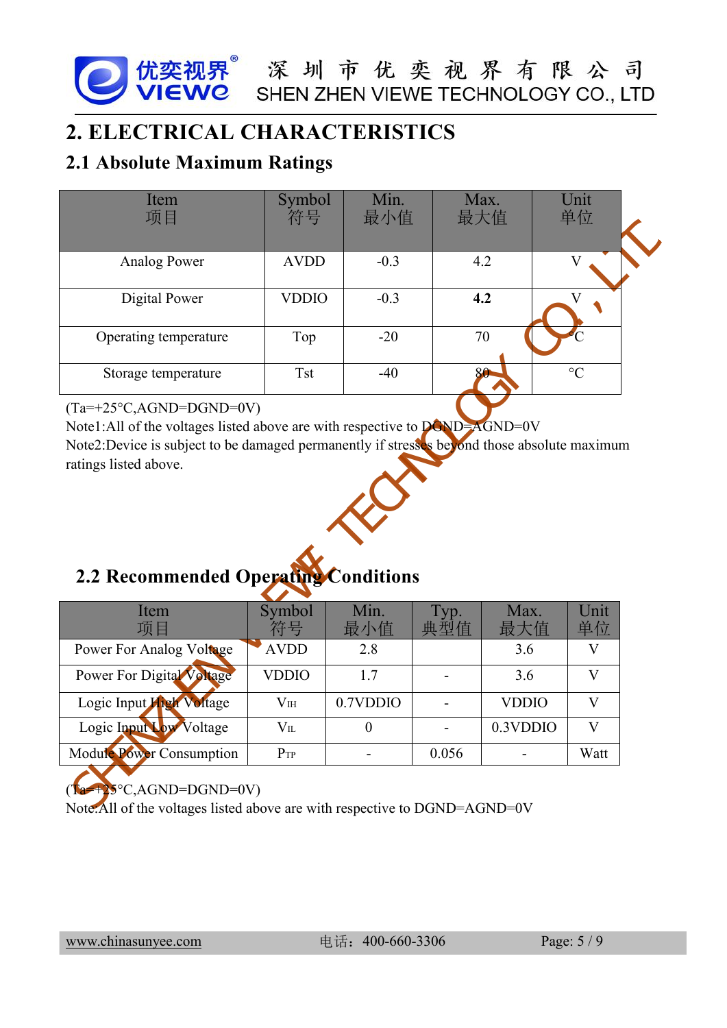# 2. ELECTRICAL CHARACTERISTICS

## 2.1 Absolute Maximum Ratings

| Item<br>项目 | Symbol<br>符号 | Min.<br>最小值 | Max.<br>最大值 | Unit<br>单位 |
|---|---|---|---|---|
| Analog Power | AVDD | -0.3 | 4.2 | V |
| Digital Power | VDDIO | -0.3 | **4.2** | V |
| Operating temperature | Top | -20 | 70 | °C |
| Storage temperature | Tst | -40 | 80 | °C |

(Ta=+25°C,AGND=DGND=0V)

Note1:All of the voltages listed above are with respective to DGND=AGND=0V

Note2:Device is subject to be damaged permanently if stresses beyond those absolute maximum ratings listed above.

## 2.2 Recommended Operating Conditions

| Item<br>项目 | Symbol<br>符号 | Min.<br>最小值 | Typ.<br>典型值 | Max.<br>最大值 | Unit<br>单位 |
|---|---|---|---|---|---|
| Power For Analog Voltage | AVDD | 2.8 | | 3.6 | V |
| Power For Digital Voltage | VDDIO | 1.7 | - | 3.6 | V |
| Logic Input High Voltage | $V_{IH}$ | 0.7VDDIO | - | VDDIO | V |
| Logic Input Low Voltage | $V_{IL}$ | 0 | - | 0.3VDDIO | V |
| Module Power Consumption | $P_{TP}$ | - | 0.056 | - | Watt |

(Ta=+25°C,AGND=DGND=0V)

Note:All of the voltages listed above are with respective to DGND=AGND=0V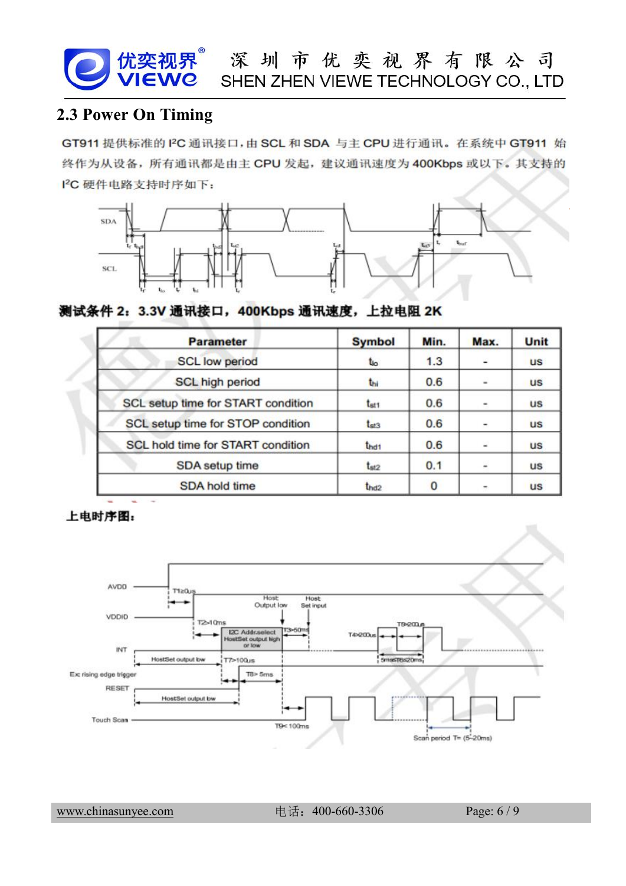## 2.3 Power On Timing

GT911 提供标准的 I²C 通讯接口，由 SCL 和 SDA 与主 CPU 进行通讯。在系统中 GT911 始终作为从设备，所有通讯都是由主 CPU 发起，建议通讯速度为 400Kbps 或以下。其支持的 I²C 硬件电路支持时序如下：

**测试条件 2：3.3V 通讯接口，400Kbps 通讯速度，上拉电阻 2K**

| Parameter | Symbol | Min. | Max. | Unit |
|---|---|---|---|---|
| SCL low period | $t_{lo}$ | 1.3 | - | us |
| SCL high period | $t_{hi}$ | 0.6 | - | us |
| SCL setup time for START condition | $t_{st1}$ | 0.6 | - | us |
| SCL setup time for STOP condition | $t_{st3}$ | 0.6 | - | us |
| SCL hold time for START condition | $t_{hd1}$ | 0.6 | - | us |
| SDA setup time | $t_{st2}$ | 0.1 | - | us |
| SDA hold time | $t_{hd2}$ | 0 | - | us |

**上电时序图：**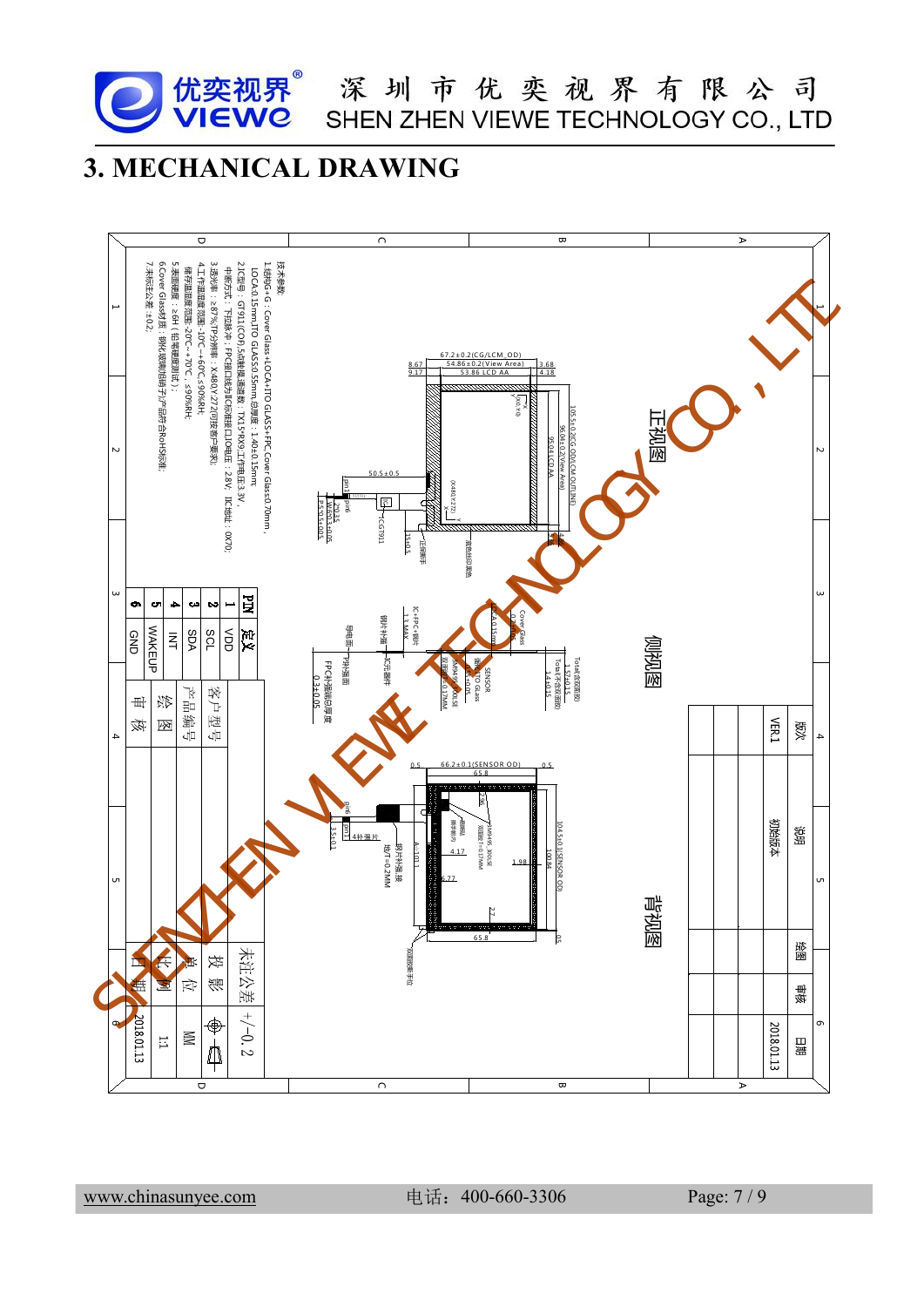# 3. MECHANICAL DRAWING

技术参数:

1.结构G+G：Cover Glass+LOCA+ITO GLASS+FPC,Cover Glass0.70mm，LOCA:0.15mm,ITO GLASS0.55mm,总厚度：1.40±0.15mm;

2.IC型号：GT911(COF),5点触摸,通道数：TX15*RX9,工作电压3.3V，中断方式：下拉脉冲；FPC接口线为IC标准接口IO电压：2.8V；IIC地址：0X70；

3.透光率：≥87%,TP分辨率：X480,Y272(可按客户要求);

4.工作温湿度范围-10℃~+60℃,≤90%RH;
储存温湿度范围-20℃~+70℃，≤90%RH;

5.表面硬度：≥6H（铅笔硬度测试）；

6.Cover Glass材质：钢化玻璃(钢化)产品符合RoHS标准；

7.未标注公差：±0.2；

| PIN | 定义 |
|---|---|
| 1 | VDD |
| 2 | SCL |
| 3 | SDA |
| 4 | INT |
| 5 | WAKEUP |
| 6 | GND |

| 客户型号 | |
|---|---|
| 产品编号 | |
| 绘图 | |
| 审核 | |
| 未注公差 | +/-0.2 |
| 投影 | |
| 单位 | MM |
| 比例 | 1:1 |
| 日期 | 2018.01.13 |

正视图: 67.2±0.2(CG/LCM OD); 54.86±0.2(View Area); 53.86 LCD AA; 8.67; 9.17; 3.68; 4.18; 105.5±0.2(CG OD/LCM OUTLINE); 96.04±0.2(View Area); 95.04 LCD AA; 50.5±0.5; 15±0.5; (X0,Y0); (X480,Y272); CG:GT911; 黑色丝印黑色

侧视图: Cover Glass 0.7mm; LOCA 0.15mm; SENSOR 触摸ITO Glass 0.55±0.05; IC+FPC+钢片 1.1 MAX; 钢片补强; FPC补强板总厚度 0.3±0.05; Total 含钢片 1.57±0.15; Total(不含钢片) 1.4±0.15

背视图: 66.2±0.1(SENSOR OD); 65.8; 104.5±0.1(SENSOR OD); 100.94; 4.17; 6.77; 1.98; 2.7; 3.5±0.1; 4补强片; 钢片补强,厚度=0.2MM; 双面胶

| 版次 | 说明 | 绘图 | 审核 | 日期 |
|---|---|---|---|---|
| VER.1 | 初始版本 | | | 2018.01.13 |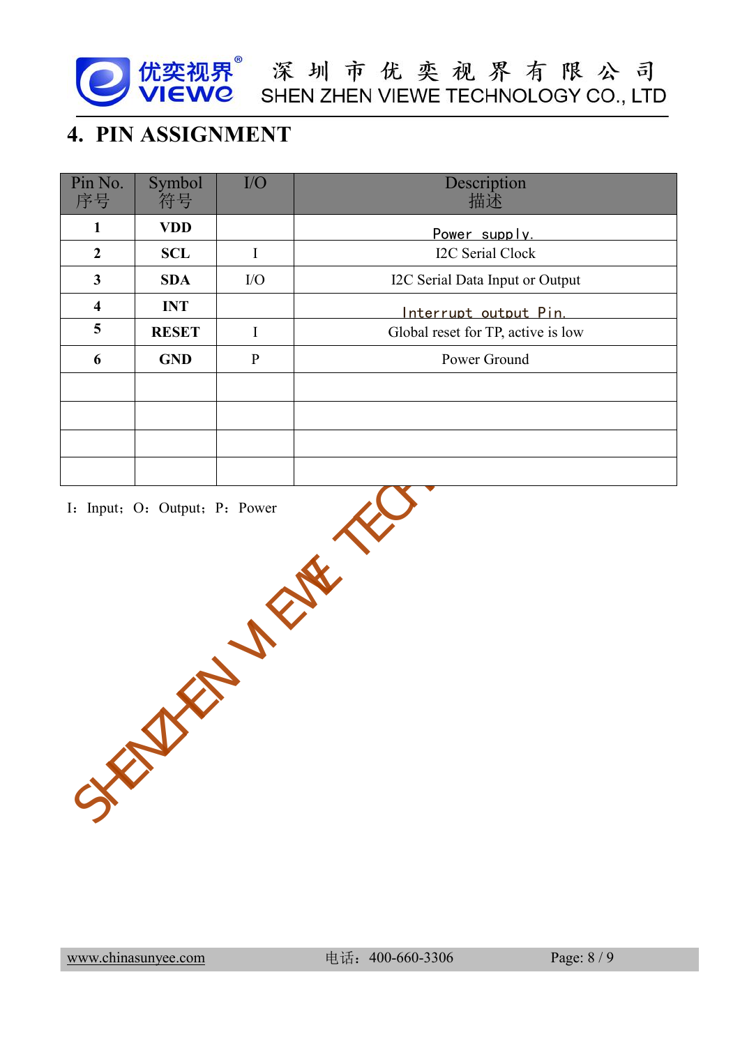## 4. PIN ASSIGNMENT

| Pin No. 序号 | Symbol 符号 | I/O | Description 描述 |
|---|---|---|---|
| **1** | **VDD** | | Power supply. |
| **2** | **SCL** | I | I2C Serial Clock |
| **3** | **SDA** | I/O | I2C Serial Data Input or Output |
| **4** | **INT** | | Interrupt output Pin. |
| **5** | **RESET** | I | Global reset for TP, active is low |
| **6** | **GND** | P | Power Ground |
| | | | |
| | | | |
| | | | |
| | | | |

I：Input；O：Output；P：Power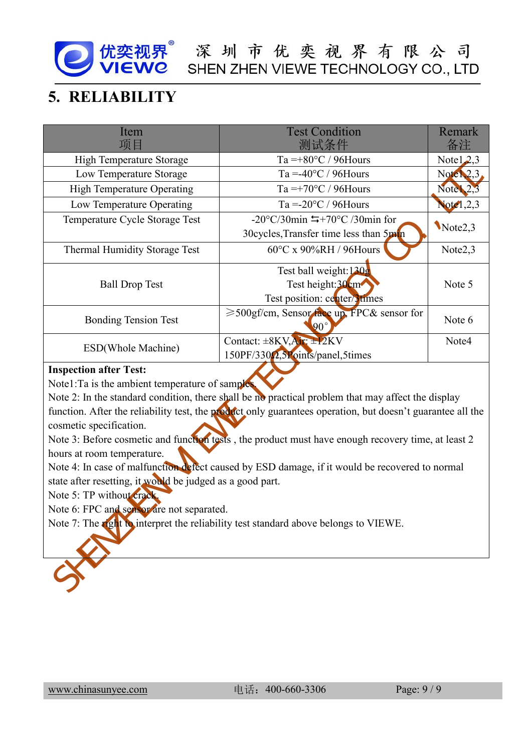## 5. RELIABILITY

| Item 项目 | Test Condition 测试条件 | Remark 备注 |
|---|---|---|
| High Temperature Storage | Ta =+80°C / 96Hours | Note1,2,3 |
| Low Temperature Storage | Ta =-40°C / 96Hours | Note1,2,3 |
| High Temperature Operating | Ta =+70°C / 96Hours | Note1,2,3 |
| Low Temperature Operating | Ta =-20°C / 96Hours | Note1,2,3 |
| Temperature Cycle Storage Test | -20°C/30min ⇆+70°C /30min for 30cycles,Transfer time less than 5min | Note2,3 |
| Thermal Humidity Storage Test | 60°C x 90%RH / 96Hours | Note2,3 |
| Ball Drop Test | Test ball weight:130g<br>Test height:30cm<br>Test position: center/3times | Note 5 |
| Bonding Tension Test | ≥500gf/cm, Sensor face up, FPC& sensor for 90° | Note 6 |
| ESD(Whole Machine) | Contact: ±8KV,Air: ±12KV<br>150PF/330Ω,5Points/panel,5times | Note4 |

**Inspection after Test:**

Note1:Ta is the ambient temperature of samples.

Note 2: In the standard condition, there shall be no practical problem that may affect the display function. After the reliability test, the product only guarantees operation, but doesn't guarantee all the cosmetic specification.

Note 3: Before cosmetic and function tests , the product must have enough recovery time, at least 2 hours at room temperature.

Note 4: In case of malfunction defect caused by ESD damage, if it would be recovered to normal state after resetting, it would be judged as a good part.

Note 5: TP without crack.

Note 6: FPC and sensor are not separated.

Note 7: The right to interpret the reliability test standard above belongs to VIEWE.